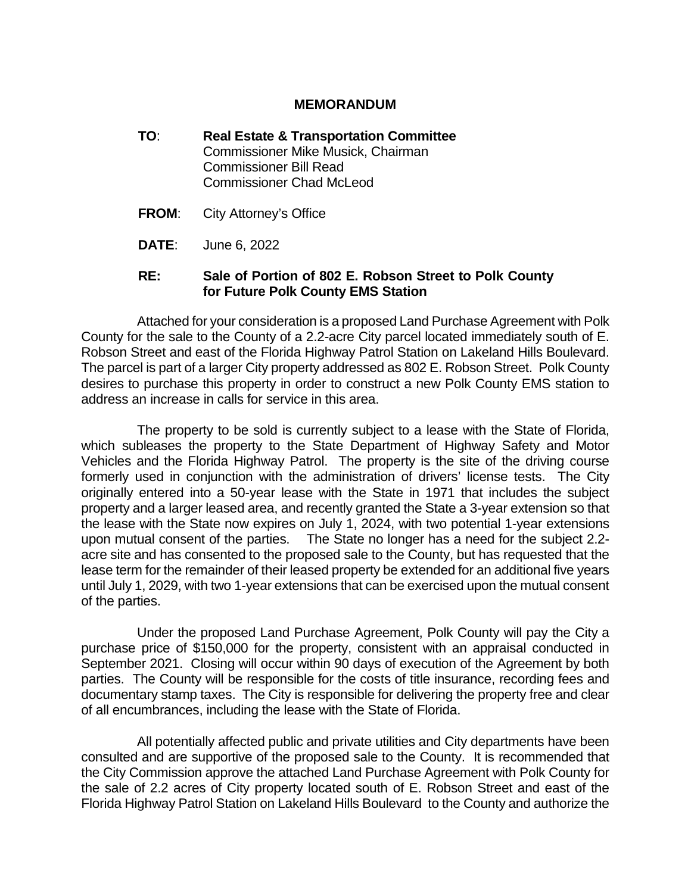# MEMORANDUM

**TO**: **Real Estate & Transportation Committee**
Commissioner Mike Musick, Chairman
Commissioner Bill Read
Commissioner Chad McLeod

**FROM**: City Attorney's Office

**DATE**: June 6, 2022

**RE: Sale of Portion of 802 E. Robson Street to Polk County for Future Polk County EMS Station**

Attached for your consideration is a proposed Land Purchase Agreement with Polk County for the sale to the County of a 2.2-acre City parcel located immediately south of E. Robson Street and east of the Florida Highway Patrol Station on Lakeland Hills Boulevard. The parcel is part of a larger City property addressed as 802 E. Robson Street. Polk County desires to purchase this property in order to construct a new Polk County EMS station to address an increase in calls for service in this area.

The property to be sold is currently subject to a lease with the State of Florida, which subleases the property to the State Department of Highway Safety and Motor Vehicles and the Florida Highway Patrol. The property is the site of the driving course formerly used in conjunction with the administration of drivers' license tests. The City originally entered into a 50-year lease with the State in 1971 that includes the subject property and a larger leased area, and recently granted the State a 3-year extension so that the lease with the State now expires on July 1, 2024, with two potential 1-year extensions upon mutual consent of the parties. The State no longer has a need for the subject 2.2-acre site and has consented to the proposed sale to the County, but has requested that the lease term for the remainder of their leased property be extended for an additional five years until July 1, 2029, with two 1-year extensions that can be exercised upon the mutual consent of the parties.

Under the proposed Land Purchase Agreement, Polk County will pay the City a purchase price of $150,000 for the property, consistent with an appraisal conducted in September 2021. Closing will occur within 90 days of execution of the Agreement by both parties. The County will be responsible for the costs of title insurance, recording fees and documentary stamp taxes. The City is responsible for delivering the property free and clear of all encumbrances, including the lease with the State of Florida.

All potentially affected public and private utilities and City departments have been consulted and are supportive of the proposed sale to the County. It is recommended that the City Commission approve the attached Land Purchase Agreement with Polk County for the sale of 2.2 acres of City property located south of E. Robson Street and east of the Florida Highway Patrol Station on Lakeland Hills Boulevard to the County and authorize the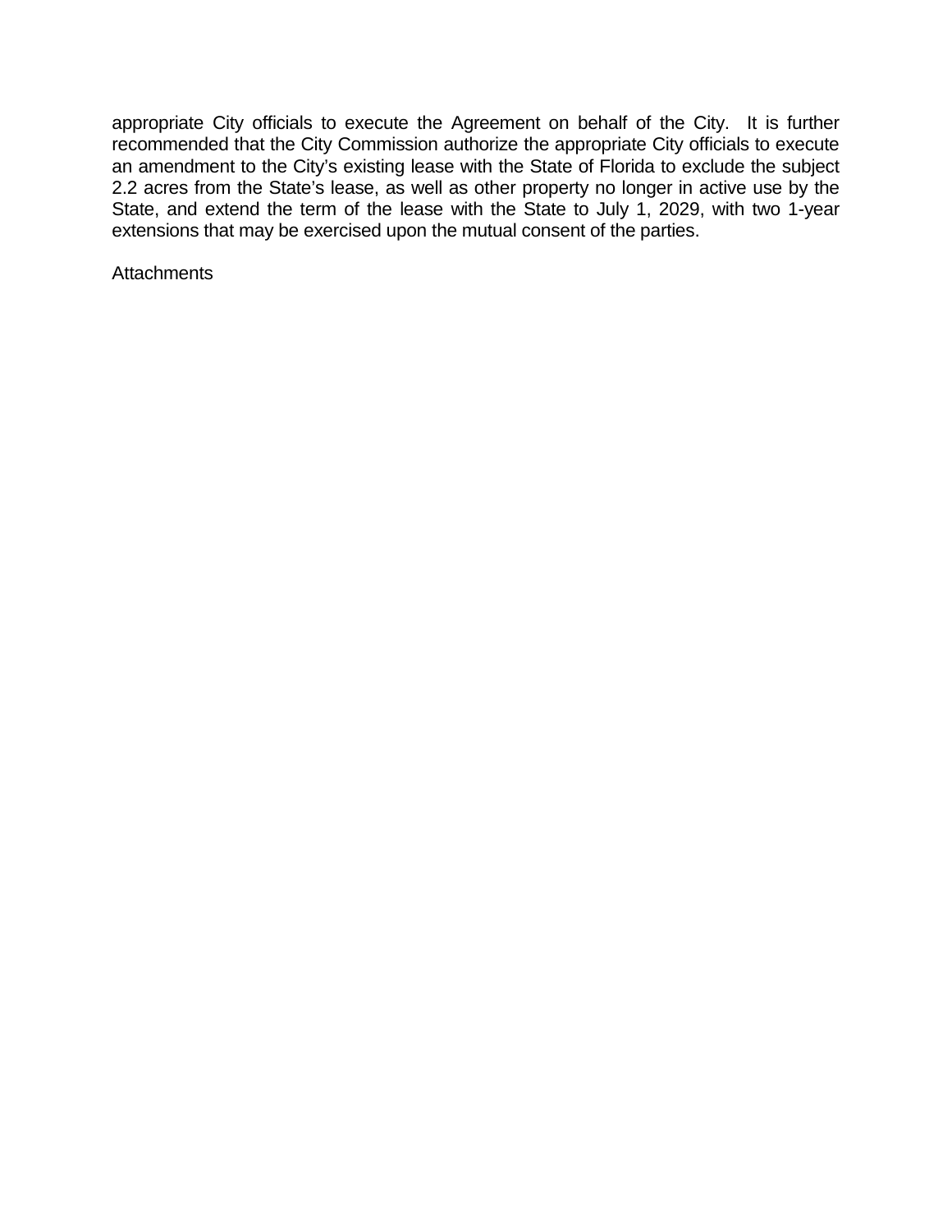appropriate City officials to execute the Agreement on behalf of the City. It is further recommended that the City Commission authorize the appropriate City officials to execute an amendment to the City's existing lease with the State of Florida to exclude the subject 2.2 acres from the State's lease, as well as other property no longer in active use by the State, and extend the term of the lease with the State to July 1, 2029, with two 1-year extensions that may be exercised upon the mutual consent of the parties.

Attachments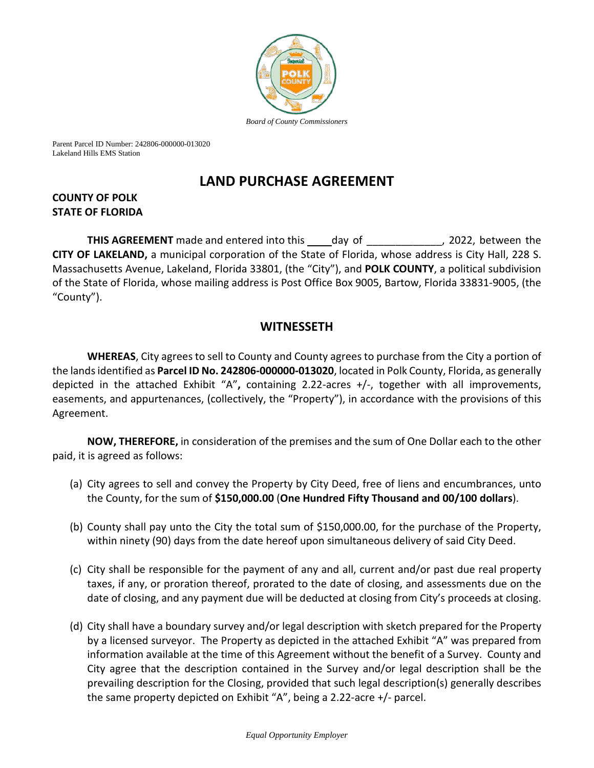Board of County Commissioners

Parent Parcel ID Number: 242806-000000-013020
Lakeland Hills EMS Station

# LAND PURCHASE AGREEMENT

**COUNTY OF POLK**
**STATE OF FLORIDA**

**THIS AGREEMENT** made and entered into this ____day of _____________, 2022, between the **CITY OF LAKELAND,** a municipal corporation of the State of Florida, whose address is City Hall, 228 S. Massachusetts Avenue, Lakeland, Florida 33801, (the "City"), and **POLK COUNTY**, a political subdivision of the State of Florida, whose mailing address is Post Office Box 9005, Bartow, Florida 33831-9005, (the "County").

## WITNESSETH

**WHEREAS**, City agrees to sell to County and County agrees to purchase from the City a portion of the lands identified as **Parcel ID No. 242806-000000-013020**, located in Polk County, Florida, as generally depicted in the attached Exhibit "A"**,** containing 2.22-acres +/-, together with all improvements, easements, and appurtenances, (collectively, the "Property"), in accordance with the provisions of this Agreement.

**NOW, THEREFORE,** in consideration of the premises and the sum of One Dollar each to the other paid, it is agreed as follows:

(a) City agrees to sell and convey the Property by City Deed, free of liens and encumbrances, unto the County, for the sum of **$150,000.00** (**One Hundred Fifty Thousand and 00/100 dollars**).

(b) County shall pay unto the City the total sum of $150,000.00, for the purchase of the Property, within ninety (90) days from the date hereof upon simultaneous delivery of said City Deed.

(c) City shall be responsible for the payment of any and all, current and/or past due real property taxes, if any, or proration thereof, prorated to the date of closing, and assessments due on the date of closing, and any payment due will be deducted at closing from City's proceeds at closing.

(d) City shall have a boundary survey and/or legal description with sketch prepared for the Property by a licensed surveyor. The Property as depicted in the attached Exhibit "A" was prepared from information available at the time of this Agreement without the benefit of a Survey. County and City agree that the description contained in the Survey and/or legal description shall be the prevailing description for the Closing, provided that such legal description(s) generally describes the same property depicted on Exhibit "A", being a 2.22-acre +/- parcel.

*Equal Opportunity Employer*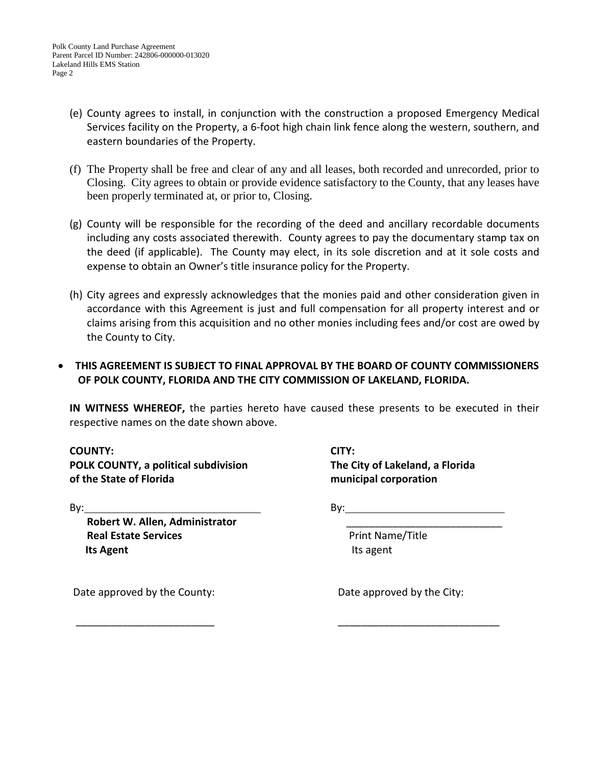(e) County agrees to install, in conjunction with the construction a proposed Emergency Medical Services facility on the Property, a 6-foot high chain link fence along the western, southern, and eastern boundaries of the Property.

(f) The Property shall be free and clear of any and all leases, both recorded and unrecorded, prior to Closing. City agrees to obtain or provide evidence satisfactory to the County, that any leases have been properly terminated at, or prior to, Closing.

(g) County will be responsible for the recording of the deed and ancillary recordable documents including any costs associated therewith. County agrees to pay the documentary stamp tax on the deed (if applicable). The County may elect, in its sole discretion and at it sole costs and expense to obtain an Owner's title insurance policy for the Property.

(h) City agrees and expressly acknowledges that the monies paid and other consideration given in accordance with this Agreement is just and full compensation for all property interest and or claims arising from this acquisition and no other monies including fees and/or cost are owed by the County to City.

- **THIS AGREEMENT IS SUBJECT TO FINAL APPROVAL BY THE BOARD OF COUNTY COMMISSIONERS OF POLK COUNTY, FLORIDA AND THE CITY COMMISSION OF LAKELAND, FLORIDA.**

**IN WITNESS WHEREOF,** the parties hereto have caused these presents to be executed in their respective names on the date shown above.

**COUNTY:**
**POLK COUNTY, a political subdivision of the State of Florida**

By:\_\_\_\_\_\_\_\_\_\_\_\_\_\_\_\_\_\_\_\_\_\_\_\_\_\_\_\_\_\_
**Robert W. Allen, Administrator**
**Real Estate Services**
**Its Agent**

Date approved by the County:

\_\_\_\_\_\_\_\_\_\_\_\_\_\_\_\_\_\_\_\_\_\_\_\_\_\_

**CITY:**
**The City of Lakeland, a Florida municipal corporation**

By:\_\_\_\_\_\_\_\_\_\_\_\_\_\_\_\_\_\_\_\_\_\_\_\_\_\_\_\_\_\_
\_\_\_\_\_\_\_\_\_\_\_\_\_\_\_\_\_\_\_\_\_\_\_\_\_\_\_\_\_\_
Print Name/Title
Its agent

Date approved by the City:

\_\_\_\_\_\_\_\_\_\_\_\_\_\_\_\_\_\_\_\_\_\_\_\_\_\_\_\_\_\_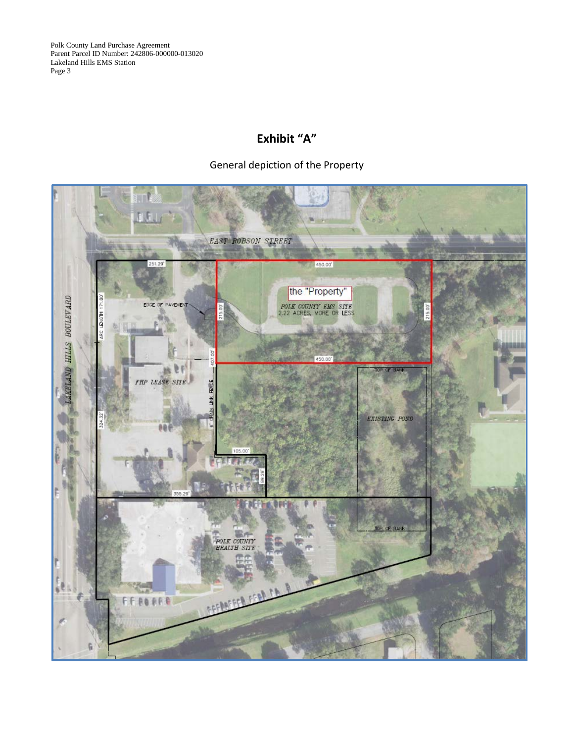# Exhibit "A"

General depiction of the Property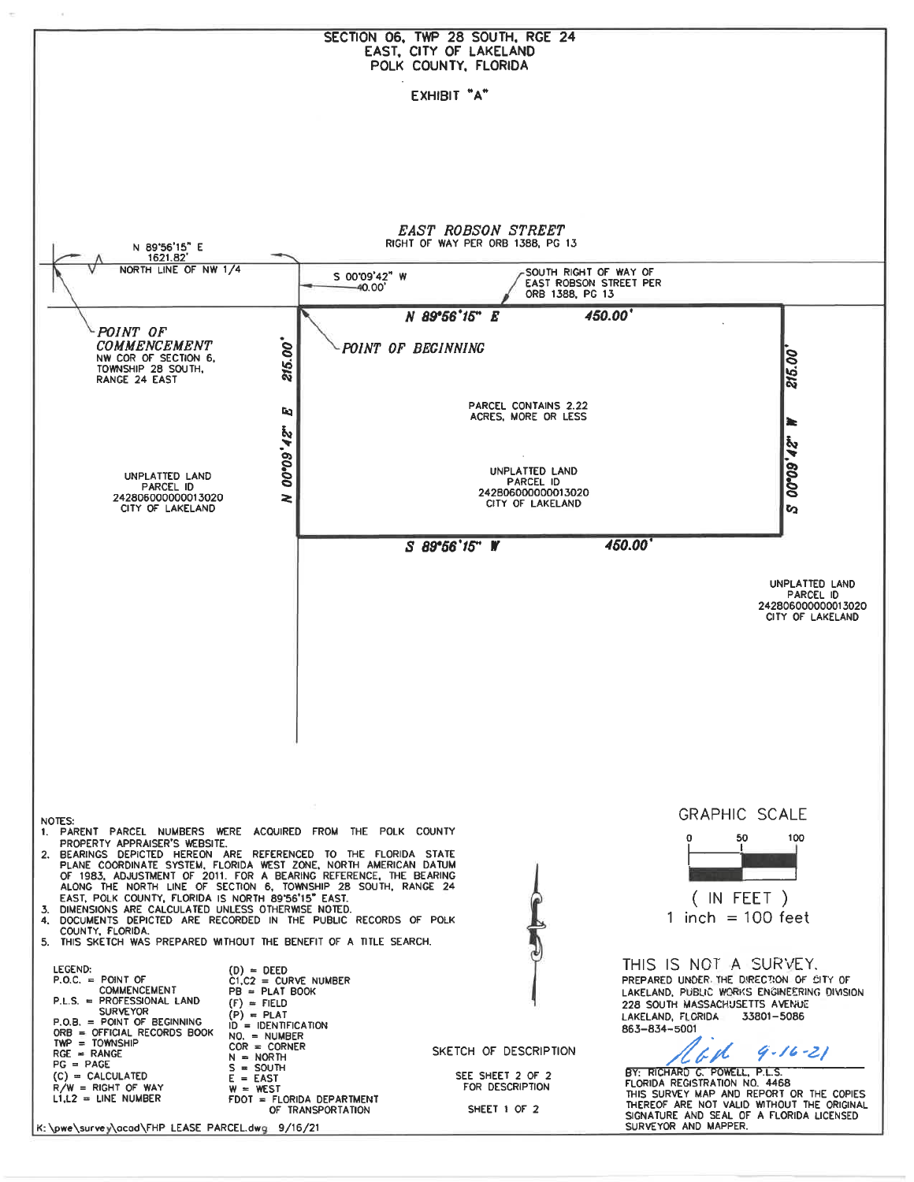# SECTION 06, TWP 28 SOUTH, RGE 24 EAST, CITY OF LAKELAND POLK COUNTY, FLORIDA

## EXHIBIT "A"

*EAST ROBSON STREET*
RIGHT OF WAY PER ORB 1388, PG 13

N 89°56'15" E
1621.82'

NORTH LINE OF NW 1/4

S 00°09'42" W
40.00'

SOUTH RIGHT OF WAY OF EAST ROBSON STREET PER ORB 1388, PG 13

*POINT OF COMMENCEMENT*
NW COR OF SECTION 6, TOWNSHIP 28 SOUTH, RANGE 24 EAST

*POINT OF BEGINNING*

N 89°56'15" E 450.00'

N 00°09'42" E 215.00'

S 00°09'42" W 215.00'

S 89°56'15" W 450.00'

PARCEL CONTAINS 2.22 ACRES, MORE OR LESS

UNPLATTED LAND
PARCEL ID
242806000000013020
CITY OF LAKELAND

UNPLATTED LAND
PARCEL ID
242806000000013020
CITY OF LAKELAND

UNPLATTED LAND
PARCEL ID
242806000000013020
CITY OF LAKELAND

NOTES:

1. PARENT PARCEL NUMBERS WERE ACQUIRED FROM THE POLK COUNTY PROPERTY APPRAISER'S WEBSITE.
2. BEARINGS DEPICTED HEREON ARE REFERENCED TO THE FLORIDA STATE PLANE COORDINATE SYSTEM, FLORIDA WEST ZONE, NORTH AMERICAN DATUM OF 1983, ADJUSTMENT OF 2011. FOR A BEARING REFERENCE, THE BEARING ALONG THE NORTH LINE OF SECTION 6, TOWNSHIP 28 SOUTH, RANGE 24 EAST, POLK COUNTY, FLORIDA IS NORTH 89°56'15" EAST.
3. DIMENSIONS ARE CALCULATED UNLESS OTHERWISE NOTED.
4. DOCUMENTS DEPICTED ARE RECORDED IN THE PUBLIC RECORDS OF POLK COUNTY, FLORIDA.
5. THIS SKETCH WAS PREPARED WITHOUT THE BENEFIT OF A TITLE SEARCH.

LEGEND:

| | | | |
|---|---|---|---|
| P.O.C. | POINT OF COMMENCEMENT | (D) | DEED |
| P.L.S. | PROFESSIONAL LAND SURVEYOR | C1,C2 | CURVE NUMBER |
| P.O.B. | POINT OF BEGINNING | PB | PLAT BOOK |
| ORB | OFFICIAL RECORDS BOOK | (F) | FIELD |
| TWP | TOWNSHIP | (P) | PLAT |
| RGE | RANGE | ID | IDENTIFICATION |
| PG | PAGE | NO. | NUMBER |
| (C) | CALCULATED | COR | CORNER |
| R/W | RIGHT OF WAY | N | NORTH |
| L1,L2 | LINE NUMBER | S | SOUTH |
| | | E | EAST |
| | | W | WEST |
| | | FDOT | FLORIDA DEPARTMENT OF TRANSPORTATION |

GRAPHIC SCALE
0 50 100
( IN FEET )
1 inch = 100 feet

SKETCH OF DESCRIPTION

SEE SHEET 2 OF 2 FOR DESCRIPTION

SHEET 1 OF 2

THIS IS NOT A SURVEY.

PREPARED UNDER THE DIRECTION OF CITY OF LAKELAND, PUBLIC WORKS ENGINEERING DIVISION
228 SOUTH MASSACHUSETTS AVENUE
LAKELAND, FLORIDA 33801-5086
863-834-5001

9-16-21

BY: RICHARD C. POWELL, P.L.S.
FLORIDA REGISTRATION NO. 4468
THIS SURVEY MAP AND REPORT OR THE COPIES THEREOF ARE NOT VALID WITHOUT THE ORIGINAL SIGNATURE AND SEAL OF A FLORIDA LICENSED SURVEYOR AND MAPPER.

K:\pwe\survey\acad\FHP LEASE PARCEL.dwg 9/16/21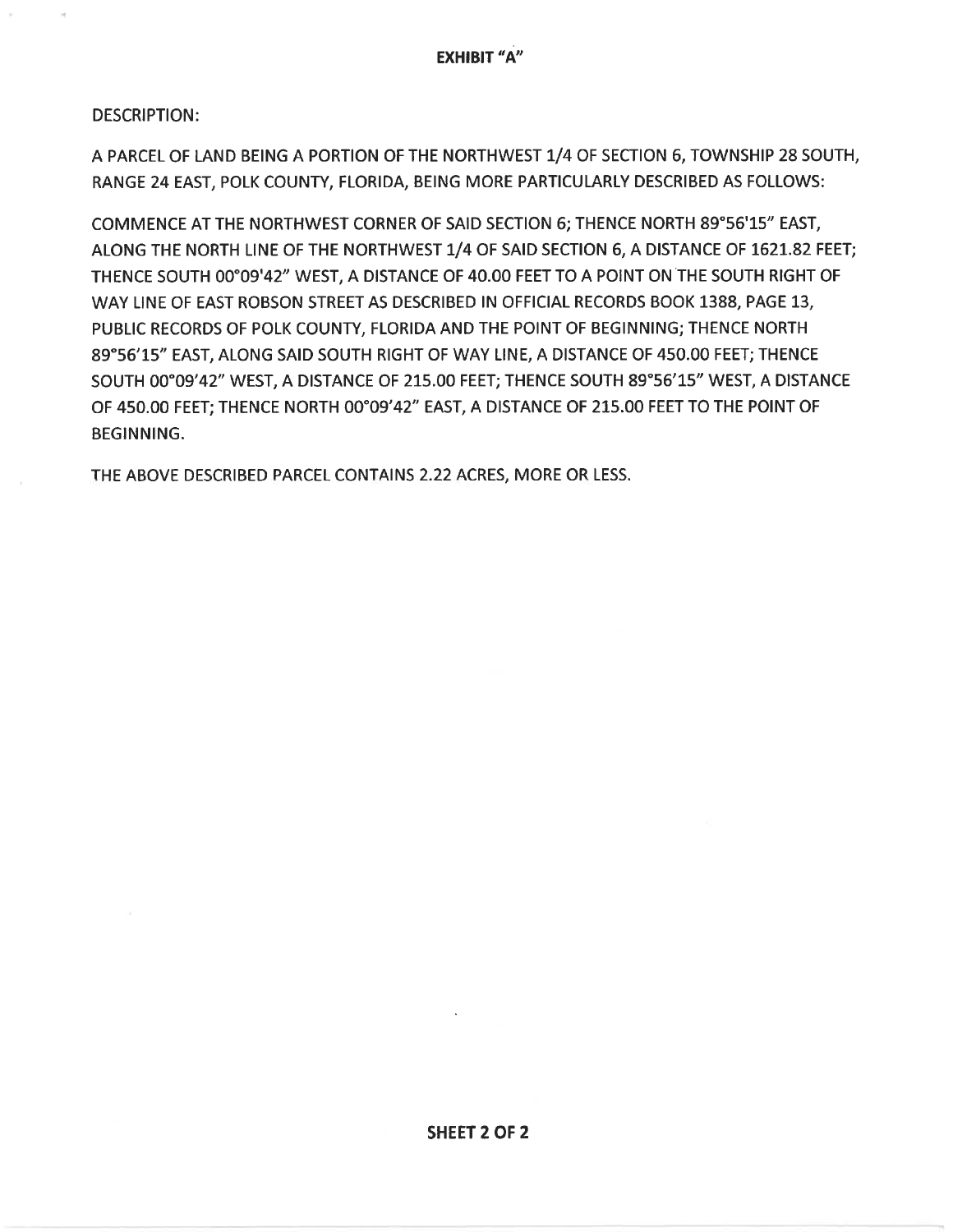## EXHIBIT "A"

DESCRIPTION:

A PARCEL OF LAND BEING A PORTION OF THE NORTHWEST 1/4 OF SECTION 6, TOWNSHIP 28 SOUTH, RANGE 24 EAST, POLK COUNTY, FLORIDA, BEING MORE PARTICULARLY DESCRIBED AS FOLLOWS:

COMMENCE AT THE NORTHWEST CORNER OF SAID SECTION 6; THENCE NORTH 89°56'15" EAST, ALONG THE NORTH LINE OF THE NORTHWEST 1/4 OF SAID SECTION 6, A DISTANCE OF 1621.82 FEET; THENCE SOUTH 00°09'42" WEST, A DISTANCE OF 40.00 FEET TO A POINT ON THE SOUTH RIGHT OF WAY LINE OF EAST ROBSON STREET AS DESCRIBED IN OFFICIAL RECORDS BOOK 1388, PAGE 13, PUBLIC RECORDS OF POLK COUNTY, FLORIDA AND THE POINT OF BEGINNING; THENCE NORTH 89°56'15" EAST, ALONG SAID SOUTH RIGHT OF WAY LINE, A DISTANCE OF 450.00 FEET; THENCE SOUTH 00°09'42" WEST, A DISTANCE OF 215.00 FEET; THENCE SOUTH 89°56'15" WEST, A DISTANCE OF 450.00 FEET; THENCE NORTH 00°09'42" EAST, A DISTANCE OF 215.00 FEET TO THE POINT OF BEGINNING.

THE ABOVE DESCRIBED PARCEL CONTAINS 2.22 ACRES, MORE OR LESS.